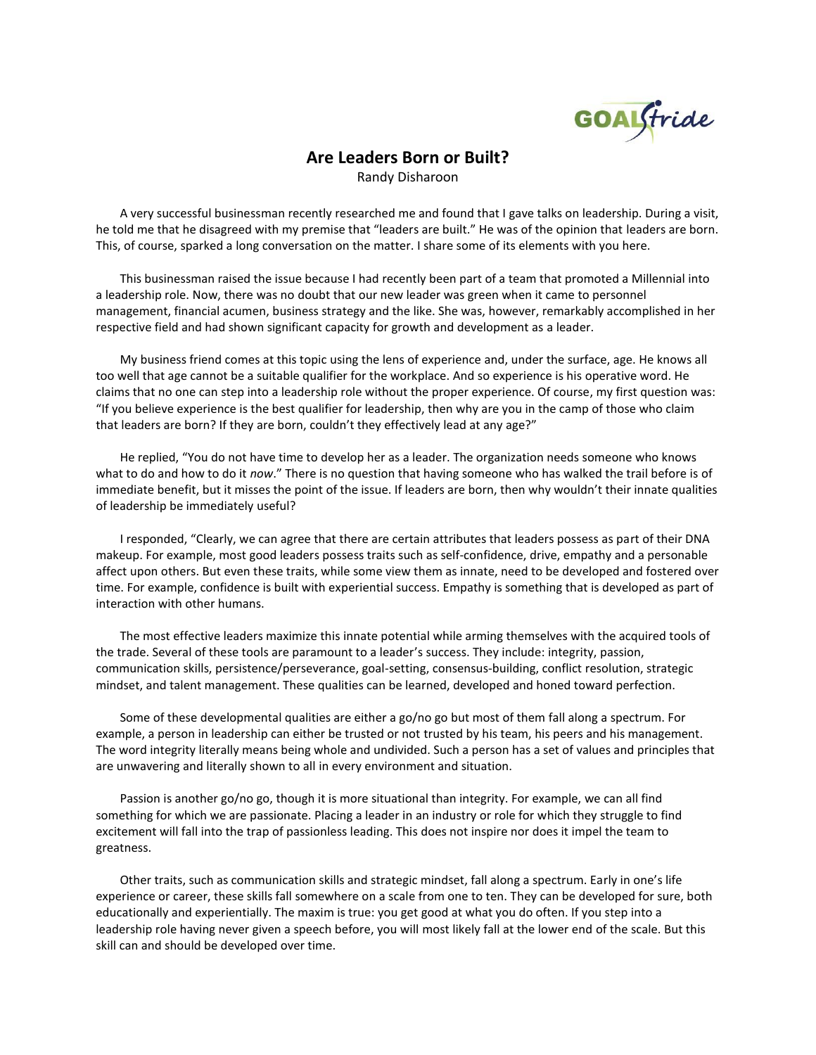# Are Leaders Born or Built?

Randy Disharoon

A very successful businessman recently researched me and found that I gave talks on leadership. During a visit, he told me that he disagreed with my premise that "leaders are built." He was of the opinion that leaders are born. This, of course, sparked a long conversation on the matter. I share some of its elements with you here.

This businessman raised the issue because I had recently been part of a team that promoted a Millennial into a leadership role. Now, there was no doubt that our new leader was green when it came to personnel management, financial acumen, business strategy and the like. She was, however, remarkably accomplished in her respective field and had shown significant capacity for growth and development as a leader.

My business friend comes at this topic using the lens of experience and, under the surface, age. He knows all too well that age cannot be a suitable qualifier for the workplace. And so experience is his operative word. He claims that no one can step into a leadership role without the proper experience. Of course, my first question was: "If you believe experience is the best qualifier for leadership, then why are you in the camp of those who claim that leaders are born? If they are born, couldn't they effectively lead at any age?"

He replied, "You do not have time to develop her as a leader. The organization needs someone who knows what to do and how to do it *now*." There is no question that having someone who has walked the trail before is of immediate benefit, but it misses the point of the issue. If leaders are born, then why wouldn't their innate qualities of leadership be immediately useful?

I responded, "Clearly, we can agree that there are certain attributes that leaders possess as part of their DNA makeup. For example, most good leaders possess traits such as self-confidence, drive, empathy and a personable affect upon others. But even these traits, while some view them as innate, need to be developed and fostered over time. For example, confidence is built with experiential success. Empathy is something that is developed as part of interaction with other humans.

The most effective leaders maximize this innate potential while arming themselves with the acquired tools of the trade. Several of these tools are paramount to a leader's success. They include: integrity, passion, communication skills, persistence/perseverance, goal-setting, consensus-building, conflict resolution, strategic mindset, and talent management. These qualities can be learned, developed and honed toward perfection.

Some of these developmental qualities are either a go/no go but most of them fall along a spectrum. For example, a person in leadership can either be trusted or not trusted by his team, his peers and his management. The word integrity literally means being whole and undivided. Such a person has a set of values and principles that are unwavering and literally shown to all in every environment and situation.

Passion is another go/no go, though it is more situational than integrity. For example, we can all find something for which we are passionate. Placing a leader in an industry or role for which they struggle to find excitement will fall into the trap of passionless leading. This does not inspire nor does it impel the team to greatness.

Other traits, such as communication skills and strategic mindset, fall along a spectrum. Early in one's life experience or career, these skills fall somewhere on a scale from one to ten. They can be developed for sure, both educationally and experientially. The maxim is true: you get good at what you do often. If you step into a leadership role having never given a speech before, you will most likely fall at the lower end of the scale. But this skill can and should be developed over time.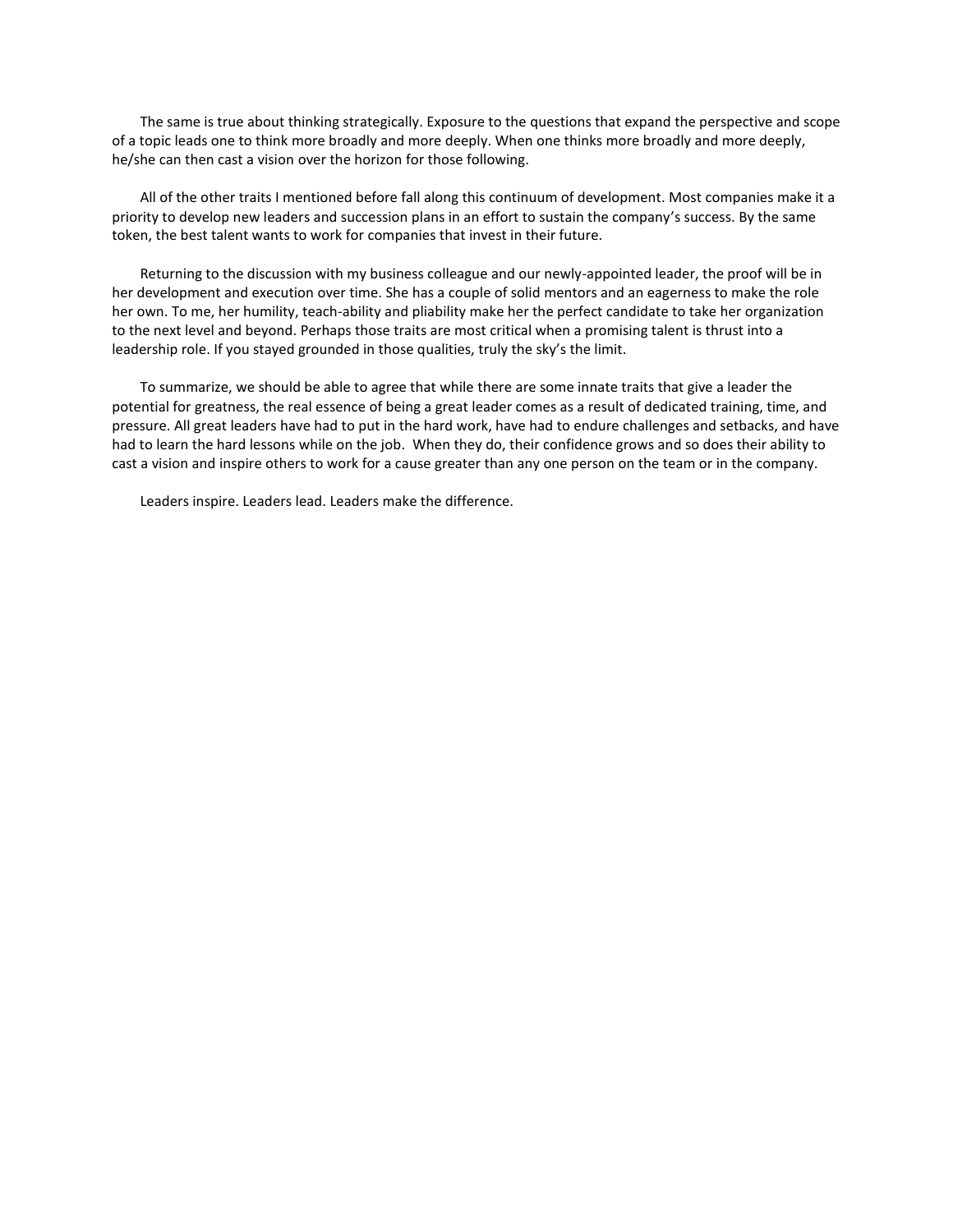The same is true about thinking strategically. Exposure to the questions that expand the perspective and scope of a topic leads one to think more broadly and more deeply. When one thinks more broadly and more deeply, he/she can then cast a vision over the horizon for those following.

All of the other traits I mentioned before fall along this continuum of development. Most companies make it a priority to develop new leaders and succession plans in an effort to sustain the company's success. By the same token, the best talent wants to work for companies that invest in their future.

Returning to the discussion with my business colleague and our newly-appointed leader, the proof will be in her development and execution over time. She has a couple of solid mentors and an eagerness to make the role her own. To me, her humility, teach-ability and pliability make her the perfect candidate to take her organization to the next level and beyond. Perhaps those traits are most critical when a promising talent is thrust into a leadership role. If you stayed grounded in those qualities, truly the sky's the limit.

To summarize, we should be able to agree that while there are some innate traits that give a leader the potential for greatness, the real essence of being a great leader comes as a result of dedicated training, time, and pressure. All great leaders have had to put in the hard work, have had to endure challenges and setbacks, and have had to learn the hard lessons while on the job. When they do, their confidence grows and so does their ability to cast a vision and inspire others to work for a cause greater than any one person on the team or in the company.

Leaders inspire. Leaders lead. Leaders make the difference.